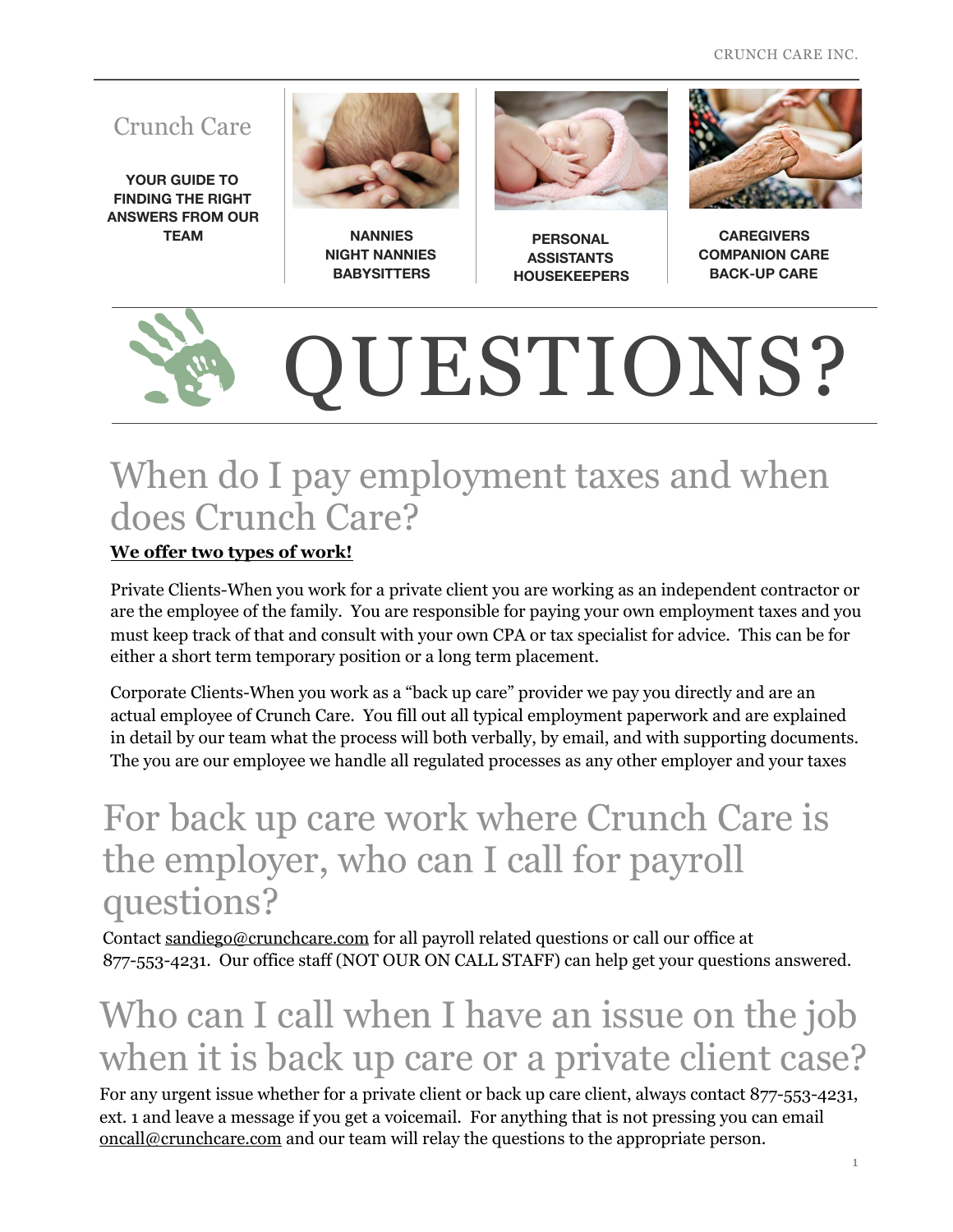Crunch Care

**YOUR GUIDE TO FINDING THE RIGHT ANSWERS FROM OUR TEAM**

**NANNIES**
**NIGHT NANNIES**
**BABYSITTERS**

**PERSONAL ASSISTANTS**
**HOUSEKEEPERS**

**CAREGIVERS**
**COMPANION CARE**
**BACK-UP CARE**

# QUESTIONS?

## When do I pay employment taxes and when does Crunch Care?

**We offer two types of work!**

Private Clients-When you work for a private client you are working as an independent contractor or are the employee of the family. You are responsible for paying your own employment taxes and you must keep track of that and consult with your own CPA or tax specialist for advice. This can be for either a short term temporary position or a long term placement.

Corporate Clients-When you work as a "back up care" provider we pay you directly and are an actual employee of Crunch Care. You fill out all typical employment paperwork and are explained in detail by our team what the process will both verbally, by email, and with supporting documents. The you are our employee we handle all regulated processes as any other employer and your taxes

## For back up care work where Crunch Care is the employer, who can I call for payroll questions?

Contact sandiego@crunchcare.com for all payroll related questions or call our office at 877-553-4231. Our office staff (NOT OUR ON CALL STAFF) can help get your questions answered.

## Who can I call when I have an issue on the job when it is back up care or a private client case?

For any urgent issue whether for a private client or back up care client, always contact 877-553-4231, ext. 1 and leave a message if you get a voicemail. For anything that is not pressing you can email oncall@crunchcare.com and our team will relay the questions to the appropriate person.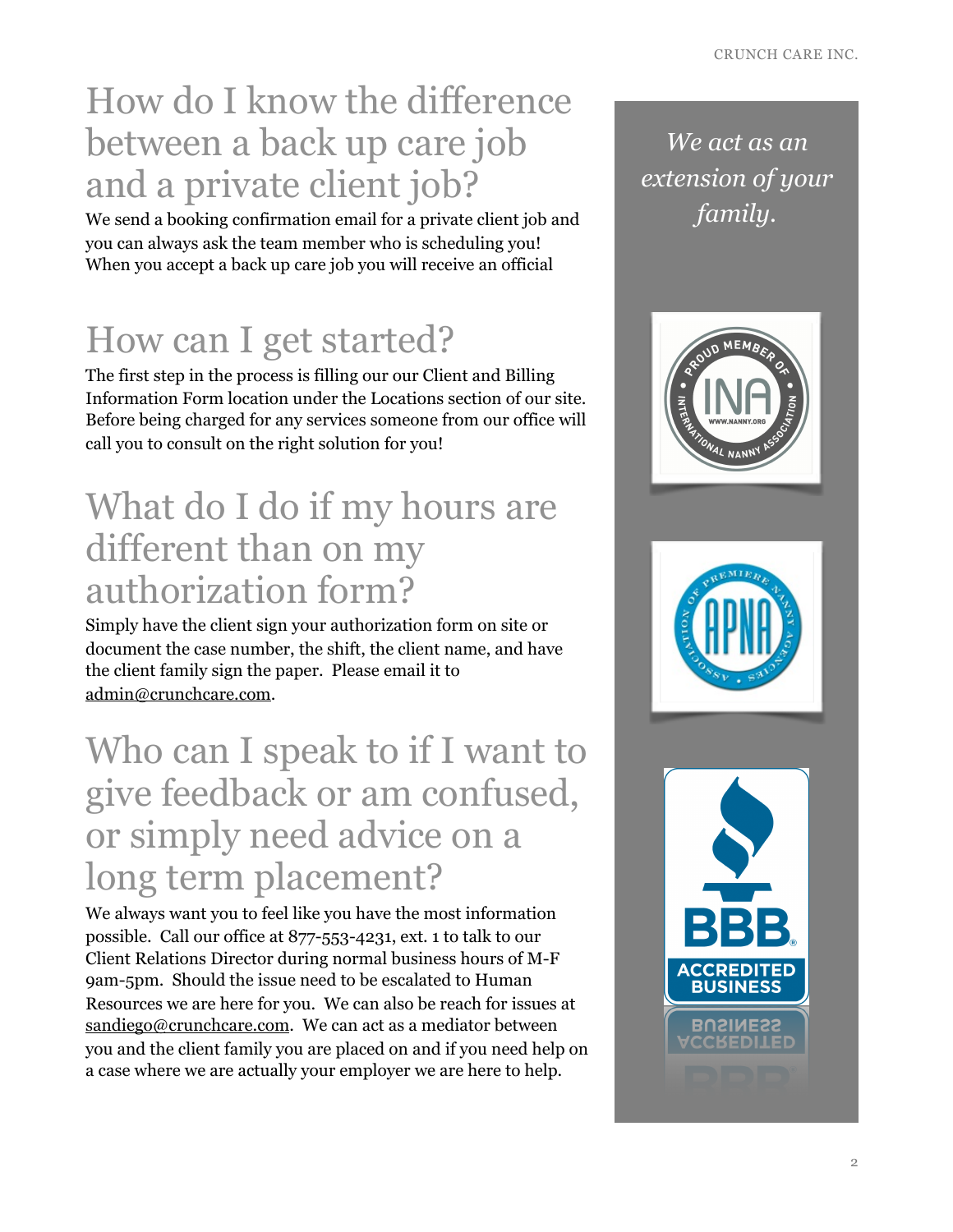## How do I know the difference between a back up care job and a private client job?

We send a booking confirmation email for a private client job and you can always ask the team member who is scheduling you! When you accept a back up care job you will receive an official

## How can I get started?

The first step in the process is filling our our Client and Billing Information Form location under the Locations section of our site. Before being charged for any services someone from our office will call you to consult on the right solution for you!

## What do I do if my hours are different than on my authorization form?

Simply have the client sign your authorization form on site or document the case number, the shift, the client name, and have the client family sign the paper. Please email it to admin@crunchcare.com.

## Who can I speak to if I want to give feedback or am confused, or simply need advice on a long term placement?

We always want you to feel like you have the most information possible. Call our office at 877-553-4231, ext. 1 to talk to our Client Relations Director during normal business hours of M-F 9am-5pm. Should the issue need to be escalated to Human Resources we are here for you. We can also be reach for issues at sandiego@crunchcare.com. We can act as a mediator between you and the client family you are placed on and if you need help on a case where we are actually your employer we are here to help.

*We act as an extension of your family.*

PROUD MEMBER OF INA INTERNATIONAL NANNY ASSOCIATION WWW.NANNY.ORG

APNA ASSOCIATION OF PREMIERE NANNY AGENCIES

BBB ACCREDITED BUSINESS